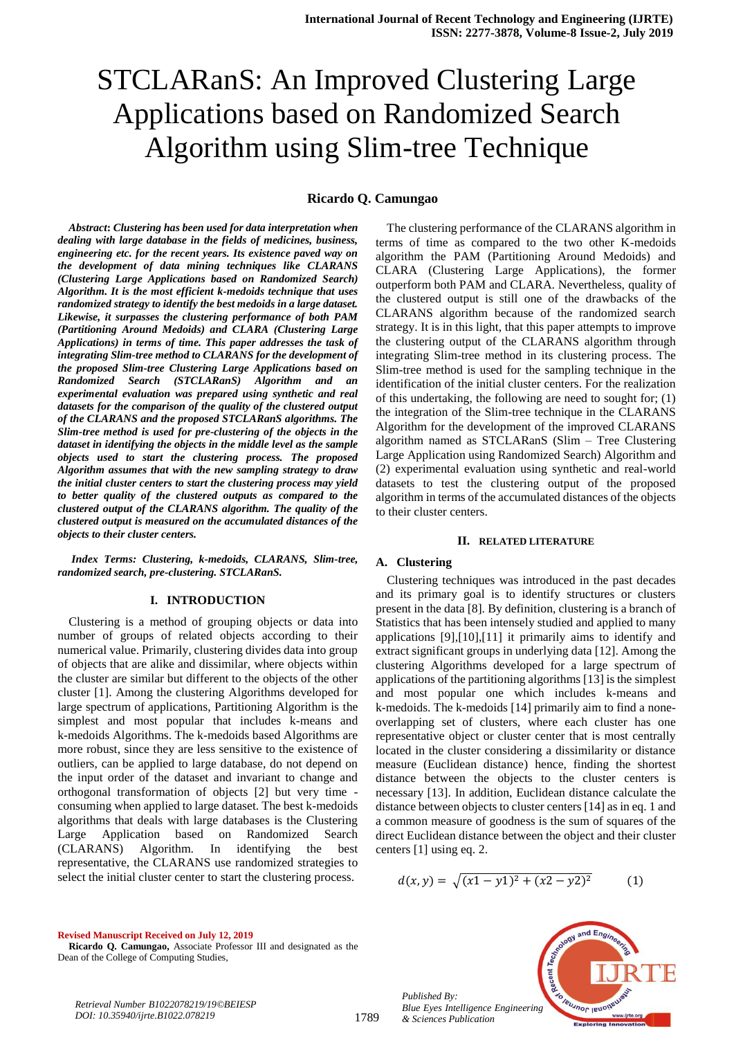# STCLARanS: An Improved Clustering Large Applications based on Randomized Search Algorithm using Slim-tree Technique

**Ricardo Q. Camungao**

***Abstract*: *Clustering has been used for data interpretation when dealing with large database in the fields of medicines, business, engineering etc. for the recent years. Its existence paved way on the development of data mining techniques like CLARANS (Clustering Large Applications based on Randomized Search) Algorithm. It is the most efficient k-medoids technique that uses randomized strategy to identify the best medoids in a large dataset. Likewise, it surpasses the clustering performance of both PAM (Partitioning Around Medoids) and CLARA (Clustering Large Applications) in terms of time. This paper addresses the task of integrating Slim-tree method to CLARANS for the development of the proposed Slim-tree Clustering Large Applications based on Randomized Search (STCLARanS) Algorithm and an experimental evaluation was prepared using synthetic and real datasets for the comparison of the quality of the clustered output of the CLARANS and the proposed STCLARanS algorithms. The Slim-tree method is used for pre-clustering of the objects in the dataset in identifying the objects in the middle level as the sample objects used to start the clustering process. The proposed Algorithm assumes that with the new sampling strategy to draw the initial cluster centers to start the clustering process may yield to better quality of the clustered outputs as compared to the clustered output of the CLARANS algorithm. The quality of the clustered output is measured on the accumulated distances of the objects to their cluster centers.***

***Index Terms: Clustering, k-medoids, CLARANS, Slim-tree, randomized search, pre-clustering. STCLARanS.***

## I. INTRODUCTION

Clustering is a method of grouping objects or data into number of groups of related objects according to their numerical value. Primarily, clustering divides data into group of objects that are alike and dissimilar, where objects within the cluster are similar but different to the objects of the other cluster [1]. Among the clustering Algorithms developed for large spectrum of applications, Partitioning Algorithm is the simplest and most popular that includes k-means and k-medoids Algorithms. The k-medoids based Algorithms are more robust, since they are less sensitive to the existence of outliers, can be applied to large database, do not depend on the input order of the dataset and invariant to change and orthogonal transformation of objects [2] but very time - consuming when applied to large dataset. The best k-medoids algorithms that deals with large databases is the Clustering Large Application based on Randomized Search (CLARANS) Algorithm. In identifying the best representative, the CLARANS use randomized strategies to select the initial cluster center to start the clustering process.

The clustering performance of the CLARANS algorithm in terms of time as compared to the two other K-medoids algorithm the PAM (Partitioning Around Medoids) and CLARA (Clustering Large Applications), the former outperform both PAM and CLARA. Nevertheless, quality of the clustered output is still one of the drawbacks of the CLARANS algorithm because of the randomized search strategy. It is in this light, that this paper attempts to improve the clustering output of the CLARANS algorithm through integrating Slim-tree method in its clustering process. The Slim-tree method is used for the sampling technique in the identification of the initial cluster centers. For the realization of this undertaking, the following are need to sought for; (1) the integration of the Slim-tree technique in the CLARANS Algorithm for the development of the improved CLARANS algorithm named as STCLARanS (Slim – Tree Clustering Large Application using Randomized Search) Algorithm and (2) experimental evaluation using synthetic and real-world datasets to test the clustering output of the proposed algorithm in terms of the accumulated distances of the objects to their cluster centers.

## II. RELATED LITERATURE

### A. Clustering

Clustering techniques was introduced in the past decades and its primary goal is to identify structures or clusters present in the data [8]. By definition, clustering is a branch of Statistics that has been intensely studied and applied to many applications [9],[10],[11] it primarily aims to identify and extract significant groups in underlying data [12]. Among the clustering Algorithms developed for a large spectrum of applications of the partitioning algorithms [13] is the simplest and most popular one which includes k-means and k-medoids. The k-medoids [14] primarily aim to find a none-overlapping set of clusters, where each cluster has one representative object or cluster center that is most centrally located in the cluster considering a dissimilarity or distance measure (Euclidean distance) hence, finding the shortest distance between the objects to the cluster centers is necessary [13]. In addition, Euclidean distance calculate the distance between objects to cluster centers [14] as in eq. 1 and a common measure of goodness is the sum of squares of the direct Euclidean distance between the object and their cluster centers [1] using eq. 2.

$$d(x,y) = \sqrt{(x1 - y1)^2 + (x2 - y2)^2} \qquad (1)$$

**Revised Manuscript Received on July 12, 2019**

**Ricardo Q. Camungao,** Associate Professor III and designated as the Dean of the College of Computing Studies,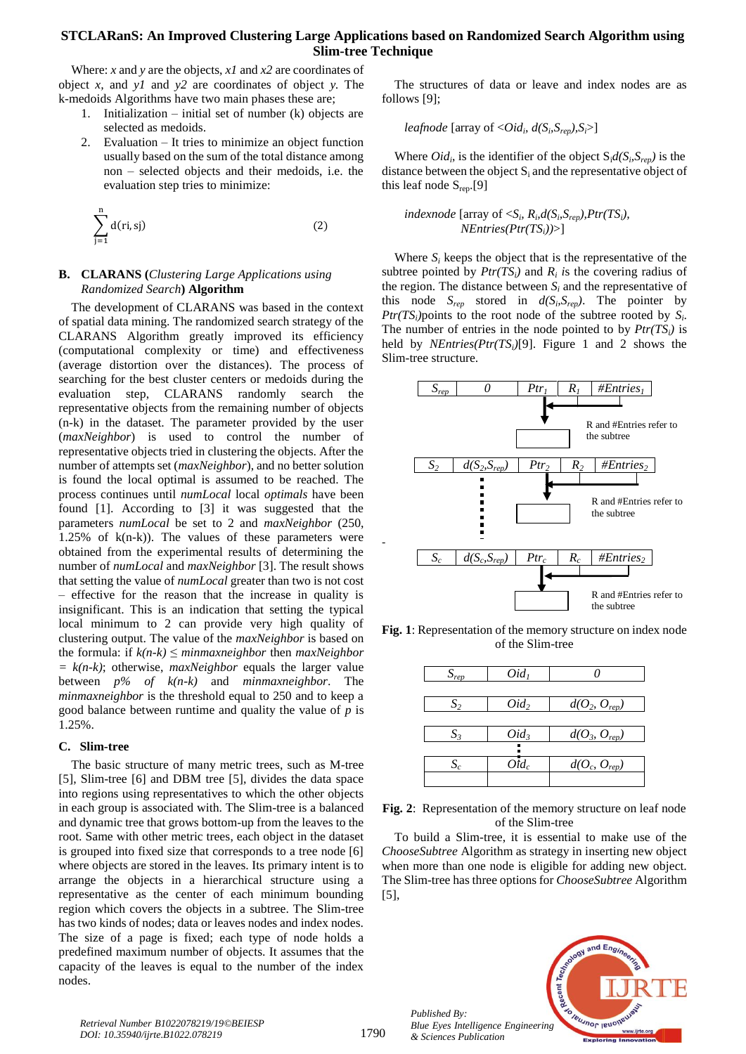Where: $x$ and $y$ are the objects, $x1$ and $x2$ are coordinates of object $x$, and $y1$ and $y2$ are coordinates of object $y$. The k-medoids Algorithms have two main phases these are;

1. Initialization – initial set of number (k) objects are selected as medoids.
2. Evaluation – It tries to minimize an object function usually based on the sum of the total distance among non – selected objects and their medoids, i.e. the evaluation step tries to minimize:

$$\sum_{j=1}^{n} d(ri, sj) \quad (2)$$

### B. CLARANS (*Clustering Large Applications using Randomized Search*) Algorithm

The development of CLARANS was based in the context of spatial data mining. The randomized search strategy of the CLARANS Algorithm greatly improved its efficiency (computational complexity or time) and effectiveness (average distortion over the distances). The process of searching for the best cluster centers or medoids during the evaluation step, CLARANS randomly search the representative objects from the remaining number of objects (n-k) in the dataset. The parameter provided by the user (*maxNeighbor*) is used to control the number of representative objects tried in clustering the objects. After the number of attempts set (*maxNeighbor*), and no better solution is found the local optimal is assumed to be reached. The process continues until *numLocal* local *optimals* have been found [1]. According to [3] it was suggested that the parameters *numLocal* be set to 2 and *maxNeighbor* (250, 1.25% of k(n-k)). The values of these parameters were obtained from the experimental results of determining the number of *numLocal* and *maxNeighbor* [3]. The result shows that setting the value of *numLocal* greater than two is not cost – effective for the reason that the increase in quality is insignificant. This is an indication that setting the typical local minimum to 2 can provide very high quality of clustering output. The value of the *maxNeighbor* is based on the formula: if $k(n\text{-}k) \leq minmaxneighbor$ then $maxNeighbor = k(n\text{-}k)$; otherwise, *maxNeighbor* equals the larger value between $p\%$ of $k(n\text{-}k)$ and *minmaxneighbor*. The *minmaxneighbor* is the threshold equal to 250 and to keep a good balance between runtime and quality the value of $p$ is 1.25%.

### C. Slim-tree

The basic structure of many metric trees, such as M-tree [5], Slim-tree [6] and DBM tree [5], divides the data space into regions using representatives to which the other objects in each group is associated with. The Slim-tree is a balanced and dynamic tree that grows bottom-up from the leaves to the root. Same with other metric trees, each object in the dataset is grouped into fixed size that corresponds to a tree node [6] where objects are stored in the leaves. Its primary intent is to arrange the objects in a hierarchical structure using a representative as the center of each minimum bounding region which covers the objects in a subtree. The Slim-tree has two kinds of nodes; data or leaves nodes and index nodes. The size of a page is fixed; each type of node holds a predefined maximum number of objects. It assumes that the capacity of the leaves is equal to the number of the index nodes.

The structures of data or leave and index nodes are as follows [9];

*leafnode* [array of $<Oid_i, d(S_i,S_{rep}),S_i>$]

Where $Oid_i$, is the identifier of the object $S_i$ $d(S_i,S_{rep})$ is the distance between the object $S_i$ and the representative object of this leaf node $S_{rep}$.[9]

*indexnode* [array of $<S_i, R_i, d(S_i,S_{rep}), Ptr(TS_i), NEntries(Ptr(TS_i))>$]

Where $S_i$ keeps the object that is the representative of the subtree pointed by $Ptr(TS_i)$ and $R_i$ is the covering radius of the region. The distance between $S_i$ and the representative of this node $S_{rep}$ stored in $d(S_i,S_{rep})$. The pointer by $Ptr(TS_i)$ points to the root node of the subtree rooted by $S_i$. The number of entries in the node pointed to by $Ptr(TS_i)$ is held by $NEntries(Ptr(TS_i))$[9]. Figure 1 and 2 shows the Slim-tree structure.

| $S_{rep}$ | 0 | $Ptr_1$ | $R_1$ | #$Entries_1$ |
|---|---|---|---|---|
| $S_2$ | $d(S_2,S_{rep})$ | $Ptr_2$ | $R_2$ | #$Entries_2$ |
| ⋮ | | | | |
| $S_c$ | $d(S_c,S_{rep})$ | $Ptr_c$ | $R_c$ | #$Entries_2$ |

R and #Entries refer to the subtree

**Fig. 1**: Representation of the memory structure on index node of the Slim-tree

| $S_{rep}$ | $Oid_1$ | 0 |
|---|---|---|
| $S_2$ | $Oid_2$ | $d(O_2, O_{rep})$ |
| $S_3$ | $Oid_3$ | $d(O_3, O_{rep})$ |
| ⋮ | ⋮ | |
| $S_c$ | $Oid_c$ | $d(O_c, O_{rep})$ |
| | | |

**Fig. 2**: Representation of the memory structure on leaf node of the Slim-tree

To build a Slim-tree, it is essential to make use of the *ChooseSubtree* Algorithm as strategy in inserting new object when more than one node is eligible for adding new object. The Slim-tree has three options for *ChooseSubtree* Algorithm [5],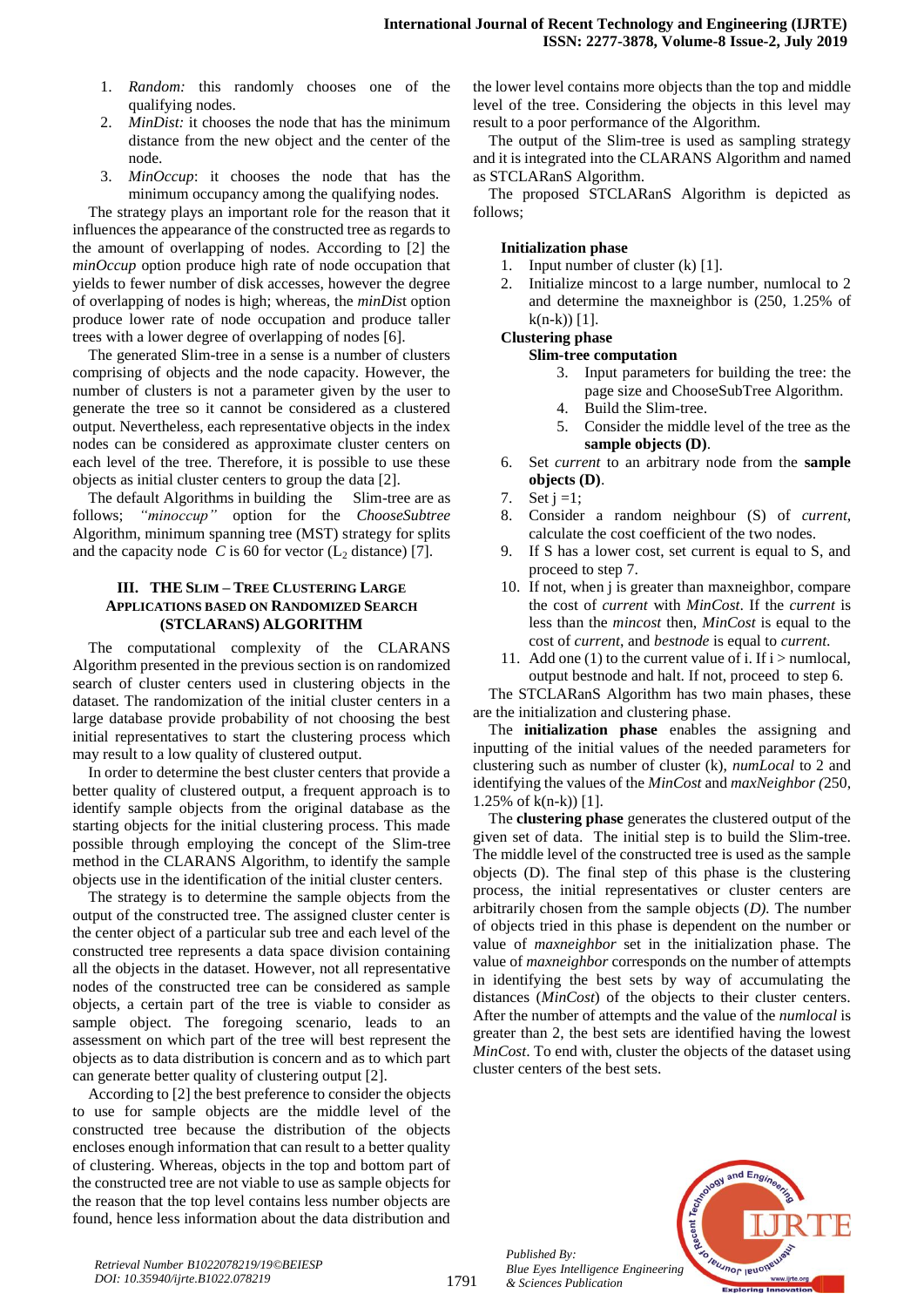1. *Random:* this randomly chooses one of the qualifying nodes.
2. *MinDist:* it chooses the node that has the minimum distance from the new object and the center of the node.
3. *MinOccup*: it chooses the node that has the minimum occupancy among the qualifying nodes.

The strategy plays an important role for the reason that it influences the appearance of the constructed tree as regards to the amount of overlapping of nodes. According to [2] the *minOccup* option produce high rate of node occupation that yields to fewer number of disk accesses, however the degree of overlapping of nodes is high; whereas, the *minDist* option produce lower rate of node occupation and produce taller trees with a lower degree of overlapping of nodes [6].

The generated Slim-tree in a sense is a number of clusters comprising of objects and the node capacity. However, the number of clusters is not a parameter given by the user to generate the tree so it cannot be considered as a clustered output. Nevertheless, each representative objects in the index nodes can be considered as approximate cluster centers on each level of the tree. Therefore, it is possible to use these objects as initial cluster centers to group the data [2].

The default Algorithms in building the Slim-tree are as follows; *"minoccup"* option for the *ChooseSubtree* Algorithm, minimum spanning tree (MST) strategy for splits and the capacity node *C* is 60 for vector ($L_2$ distance) [7].

## III. THE SLIM – TREE CLUSTERING LARGE APPLICATIONS BASED ON RANDOMIZED SEARCH (STCLARANS) ALGORITHM

The computational complexity of the CLARANS Algorithm presented in the previous section is on randomized search of cluster centers used in clustering objects in the dataset. The randomization of the initial cluster centers in a large database provide probability of not choosing the best initial representatives to start the clustering process which may result to a low quality of clustered output.

In order to determine the best cluster centers that provide a better quality of clustered output, a frequent approach is to identify sample objects from the original database as the starting objects for the initial clustering process. This made possible through employing the concept of the Slim-tree method in the CLARANS Algorithm, to identify the sample objects use in the identification of the initial cluster centers.

The strategy is to determine the sample objects from the output of the constructed tree. The assigned cluster center is the center object of a particular sub tree and each level of the constructed tree represents a data space division containing all the objects in the dataset. However, not all representative nodes of the constructed tree can be considered as sample objects, a certain part of the tree is viable to consider as sample object. The foregoing scenario, leads to an assessment on which part of the tree will best represent the objects as to data distribution is concern and as to which part can generate better quality of clustering output [2].

According to [2] the best preference to consider the objects to use for sample objects are the middle level of the constructed tree because the distribution of the objects encloses enough information that can result to a better quality of clustering. Whereas, objects in the top and bottom part of the constructed tree are not viable to use as sample objects for the reason that the top level contains less number objects are found, hence less information about the data distribution and the lower level contains more objects than the top and middle level of the tree. Considering the objects in this level may result to a poor performance of the Algorithm.

The output of the Slim-tree is used as sampling strategy and it is integrated into the CLARANS Algorithm and named as STCLARanS Algorithm.

The proposed STCLARanS Algorithm is depicted as follows;

**Initialization phase**

1. Input number of cluster (k) [1].
2. Initialize mincost to a large number, numlocal to 2 and determine the maxneighbor is (250, 1.25% of k(n-k)) [1].

**Clustering phase**

**Slim-tree computation**

3. Input parameters for building the tree: the page size and ChooseSubTree Algorithm.
4. Build the Slim-tree.
5. Consider the middle level of the tree as the **sample objects (D)**.
6. Set *current* to an arbitrary node from the **sample objects (D)**.
7. Set j =1;
8. Consider a random neighbour (S) of *current*, calculate the cost coefficient of the two nodes.
9. If S has a lower cost, set current is equal to S, and proceed to step 7.
10. If not, when j is greater than maxneighbor, compare the cost of *current* with *MinCost*. If the *current* is less than the *mincost* then, *MinCost* is equal to the cost of *current*, and *bestnode* is equal to *current.*
11. Add one (1) to the current value of i. If i > numlocal, output bestnode and halt. If not, proceed to step 6.

The STCLARanS Algorithm has two main phases, these are the initialization and clustering phase.

The **initialization phase** enables the assigning and inputting of the initial values of the needed parameters for clustering such as number of cluster (k), *numLocal* to 2 and identifying the values of the *MinCost* and *maxNeighbor (*250, 1.25% of k(n-k)) [1].

The **clustering phase** generates the clustered output of the given set of data. The initial step is to build the Slim-tree. The middle level of the constructed tree is used as the sample objects (D). The final step of this phase is the clustering process, the initial representatives or cluster centers are arbitrarily chosen from the sample objects (*D).* The number of objects tried in this phase is dependent on the number or value of *maxneighbor* set in the initialization phase. The value of *maxneighbor* corresponds on the number of attempts in identifying the best sets by way of accumulating the distances (*MinCost*) of the objects to their cluster centers. After the number of attempts and the value of the *numlocal* is greater than 2, the best sets are identified having the lowest *MinCost*. To end with, cluster the objects of the dataset using cluster centers of the best sets.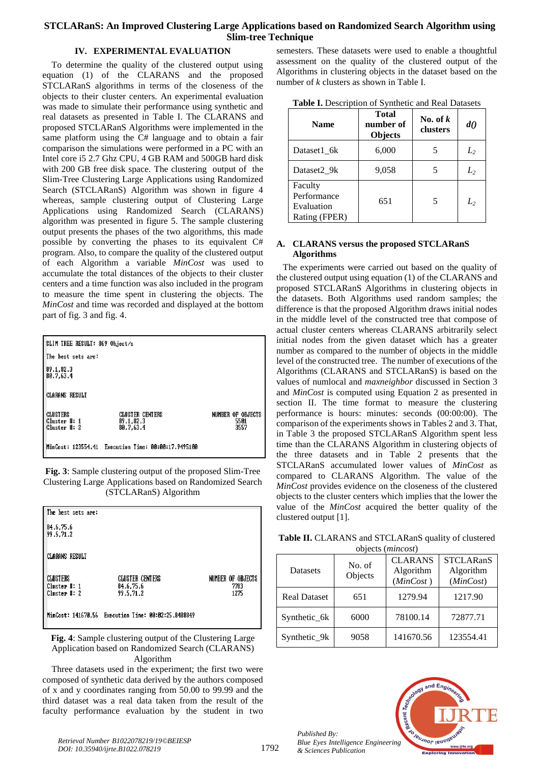## IV. EXPERIMENTAL EVALUATION

To determine the quality of the clustered output using equation (1) of the CLARANS and the proposed STCLARanS algorithms in terms of the closeness of the objects to their cluster centers. An experimental evaluation was made to simulate their performance using synthetic and real datasets as presented in Table I. The CLARANS and proposed STCLARanS Algorithms were implemented in the same platform using the C# language and to obtain a fair comparison the simulations were performed in a PC with an Intel core i5 2.7 Ghz CPU, 4 GB RAM and 500GB hard disk with 200 GB free disk space. The clustering output of the Slim-Tree Clustering Large Applications using Randomized Search (STCLARanS) Algorithm was shown in figure 4 whereas, sample clustering output of Clustering Large Applications using Randomized Search (CLARANS) algorithm was presented in figure 5. The sample clustering output presents the phases of the two algorithms, this made possible by converting the phases to its equivalent C# program. Also, to compare the quality of the clustered output of each Algorithm a variable *MinCost* was used to accumulate the total distances of the objects to their cluster centers and a time function was also included in the program to measure the time spent in clustering the objects. The *MinCost* and time was recorded and displayed at the bottom part of fig. 3 and fig. 4.

```
SLIM TREE RESULT: 869 Object/s

The best sets are:

89.1,82.3
80.7,63.4

CLARANS RESULT

CLUSTERS          CLUSTER CENTERS          NUMBER OF OBJECTS
Cluster #: 1      89.1,82.3                5501
Cluster #: 2      80.7,63.4                3557

MinCost: 123554.41   Execution Time: 00:00:17.9495100
```

**Fig. 3**: Sample clustering output of the proposed Slim-Tree Clustering Large Applications based on Randomized Search (STCLARanS) Algorithm

```
The best sets are:

84.6,75.6
99.5,71.2

CLARANS RESULT

CLUSTERS          CLUSTER CENTERS          NUMBER OF OBJECTS
Cluster #: 1      84.6,75.6                7783
Cluster #: 2      99.5,71.2                1275

MinCost: 141670.56   Execution Time: 00:02:25.8480849
```

**Fig. 4**: Sample clustering output of the Clustering Large Application based on Randomized Search (CLARANS) Algorithm

Three datasets used in the experiment; the first two were composed of synthetic data derived by the authors composed of x and y coordinates ranging from 50.00 to 99.99 and the third dataset was a real data taken from the result of the faculty performance evaluation by the student in two semesters. These datasets were used to enable a thoughtful assessment on the quality of the clustered output of the Algorithms in clustering objects in the dataset based on the number of *k* clusters as shown in Table I.

**Table I.** Description of Synthetic and Real Datasets

| Name | Total number of Objects | No. of *k* clusters | *d()* |
|---|---|---|---|
| Dataset1_6k | 6,000 | 5 | $L_2$ |
| Dataset2_9k | 9,058 | 5 | $L_2$ |
| Faculty Performance Evaluation Rating (FPER) | 651 | 5 | $L_2$ |

### A. CLARANS versus the proposed STCLARanS Algorithms

The experiments were carried out based on the quality of the clustered output using equation (1) of the CLARANS and proposed STCLARanS Algorithms in clustering objects in the datasets. Both Algorithms used random samples; the difference is that the proposed Algorithm draws initial nodes in the middle level of the constructed tree that compose of actual cluster centers whereas CLARANS arbitrarily select initial nodes from the given dataset which has a greater number as compared to the number of objects in the middle level of the constructed tree. The number of executions of the Algorithms (CLARANS and STCLARanS) is based on the values of numlocal and *maxneighbor* discussed in Section 3 and *MinCost* is computed using Equation 2 as presented in section II. The time format to measure the clustering performance is hours: minutes: seconds (00:00:00). The comparison of the experiments shows in Tables 2 and 3. That, in Table 3 the proposed STCLARanS Algorithm spent less time than the CLARANS Algorithm in clustering objects of the three datasets and in Table 2 presents that the STCLARanS accumulated lower values of *MinCost* as compared to CLARANS Algorithm. The value of the *MinCost* provides evidence on the closeness of the clustered objects to the cluster centers which implies that the lower the value of the *MinCost* acquired the better quality of the clustered output [1].

**Table II.** CLARANS and STCLARanS quality of clustered objects (*mincost*)

| Datasets | No. of Objects | CLARANS Algorithm (*MinCost* ) | STCLARanS Algorithm (*MinCost*) |
|---|---|---|---|
| Real Dataset | 651 | 1279.94 | 1217.90 |
| Synthetic_6k | 6000 | 78100.14 | 72877.71 |
| Synthetic_9k | 9058 | 141670.56 | 123554.41 |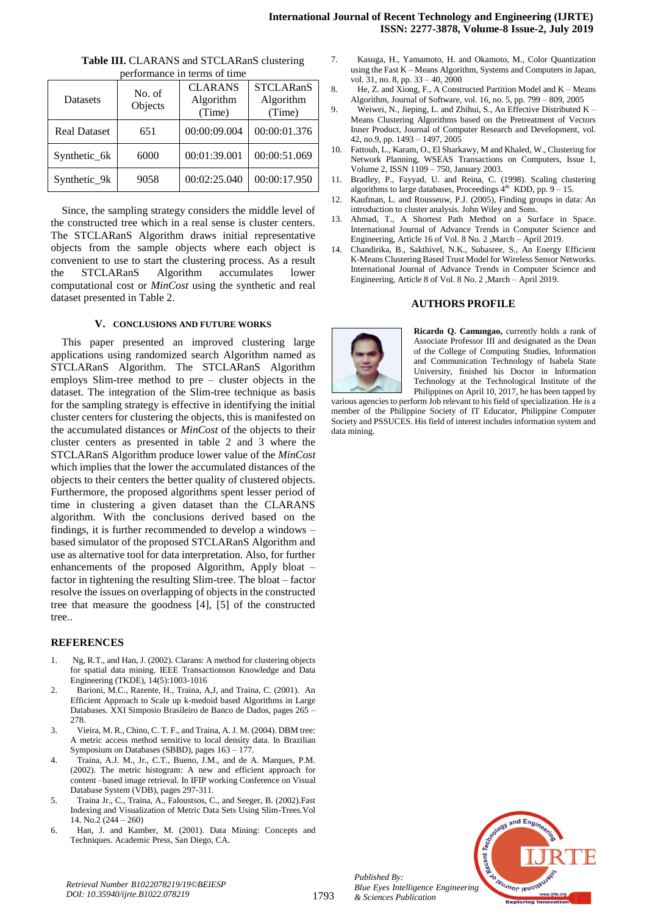**Table III.** CLARANS and STCLARanS clustering performance in terms of time

| Datasets | No. of Objects | CLARANS Algorithm (Time) | STCLARanS Algorithm (Time) |
|---|---|---|---|
| Real Dataset | 651 | 00:00:09.004 | 00:00:01.376 |
| Synthetic_6k | 6000 | 00:01:39.001 | 00:00:51.069 |
| Synthetic_9k | 9058 | 00:02:25.040 | 00:00:17.950 |

Since, the sampling strategy considers the middle level of the constructed tree which in a real sense is cluster centers. The STCLARanS Algorithm draws initial representative objects from the sample objects where each object is convenient to use to start the clustering process. As a result the STCLARanS Algorithm accumulates lower computational cost or *MinCost* using the synthetic and real dataset presented in Table 2.

## V. CONCLUSIONS AND FUTURE WORKS

This paper presented an improved clustering large applications using randomized search Algorithm named as STCLARanS Algorithm. The STCLARanS Algorithm employs Slim-tree method to pre – cluster objects in the dataset. The integration of the Slim-tree technique as basis for the sampling strategy is effective in identifying the initial cluster centers for clustering the objects, this is manifested on the accumulated distances or *MinCost* of the objects to their cluster centers as presented in table 2 and 3 where the STCLARanS Algorithm produce lower value of the *MinCost* which implies that the lower the accumulated distances of the objects to their centers the better quality of clustered objects. Furthermore, the proposed algorithms spent lesser period of time in clustering a given dataset than the CLARANS algorithm. With the conclusions derived based on the findings, it is further recommended to develop a windows – based simulator of the proposed STCLARanS Algorithm and use as alternative tool for data interpretation. Also, for further enhancements of the proposed Algorithm, Apply bloat – factor in tightening the resulting Slim-tree. The bloat – factor resolve the issues on overlapping of objects in the constructed tree that measure the goodness [4], [5] of the constructed tree..

## REFERENCES

1. Ng, R.T., and Han, J. (2002). Clarans: A method for clustering objects for spatial data mining. IEEE Transactionson Knowledge and Data Engineering (TKDE), 14(5):1003-1016
2. Barioni, M.C., Razente, H., Traina, A,J, and Traina, C. (2001). An Efficient Approach to Scale up k-medoid based Algorithms in Large Databases. XXI Simposio Brasileiro de Banco de Dados, pages 265 – 278.
3. Vieira, M. R., Chino, C. T. F., and Traina, A. J. M. (2004). DBM tree: A metric access method sensitive to local density data. In Brazilian Symposium on Databases (SBBD), pages 163 – 177.
4. Traina, A.J. M., Jr., C.T., Bueno, J.M., and de A. Marques, P.M. (2002). The metric histogram: A new and efficient approach for content –based image retrieval. In IFIP working Conference on Visual Database System (VDB), pages 297-311.
5. Traina Jr., C., Traina, A., Faloustsos, C., and Seeger, B. (2002).Fast Indexing and Visualization of Metric Data Sets Using Slim-Trees.Vol 14. No.2 (244 – 260)
6. Han, J. and Kamber, M. (2001). Data Mining: Concepts and Techniques. Academic Press, San Diego, CA.
7. Kasuga, H., Yamamoto, H. and Okamoto, M., Color Quantization using the Fast K – Means Algorithm, Systems and Computers in Japan, vol. 31, no. 8, pp. 33 – 40, 2000
8. He, Z. and Xiong, F., A Constructed Partition Model and K – Means Algorithm, Journal of Software, vol. 16, no. 5, pp. 799 – 809, 2005
9. Weiwei, N., Jieping, L. and Zhihui, S., An Effective Distributed K – Means Clustering Algorithms based on the Pretreatment of Vectors Inner Product, Journal of Computer Research and Development, vol. 42, no.9, pp. 1493 – 1497, 2005
10. Fattouh, L., Karam, O., El Sharkawy, M and Khaled, W., Clustering for Network Planning, WSEAS Transactions on Computers, Issue 1, Volume 2, ISSN 1109 – 750, January 2003.
11. Bradley, P., Fayyad, U. and Reina, C. (1998). Scaling clustering algorithms to large databases, Proceedings 4th KDD, pp. 9 – 15.
12. Kaufman, L. and Rousseuw, P.J. (2005), Finding groups in data: An introduction to cluster analysis. John Wiley and Sons.
13. Ahmad, T., A Shortest Path Method on a Surface in Space. International Journal of Advance Trends in Computer Science and Engineering, Article 16 of Vol. 8 No. 2 ,March – April 2019.
14. Chandirika, B., Sakthivel, N.K., Subasree, S., An Energy Efficient K-Means Clustering Based Trust Model for Wireless Sensor Networks. International Journal of Advance Trends in Computer Science and Engineering, Article 8 of Vol. 8 No. 2 ,March – April 2019.

## AUTHORS PROFILE

**Ricardo Q. Camungao,** currently holds a rank of Associate Professor III and designated as the Dean of the College of Computing Studies, Information and Communication Technology of Isabela State University, finished his Doctor in Information Technology at the Technological Institute of the Philippines on April 10, 2017, he has been tapped by various agencies to perform Job relevant to his field of specialization. He is a member of the Philippine Society of IT Educator, Philippine Computer Society and PSSUCES. His field of interest includes information system and data mining.